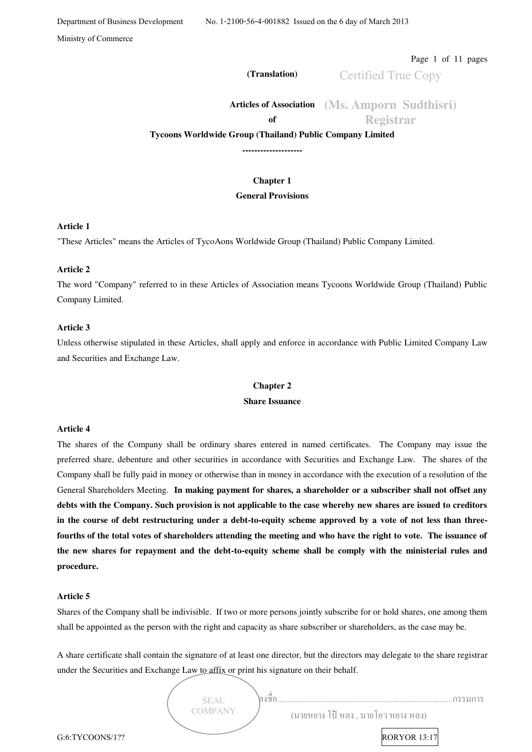Department of Business Development No. 1-2100-56-4-001882 Issued on the 6 day of March 2013

Ministry of Commerce

**(Translation)** Certified True Copy

**Articles of Association** **(Ms. Amporn Sudthisri)**
**of** **Registrar**

**Tycoons Worldwide Group (Thailand) Public Company Limited**

--------------------

## Chapter 1
## General Provisions

**Article 1**

"These Articles" means the Articles of TycoAons Worldwide Group (Thailand) Public Company Limited.

**Article 2**

The word "Company" referred to in these Articles of Association means Tycoons Worldwide Group (Thailand) Public Company Limited.

**Article 3**

Unless otherwise stipulated in these Articles, shall apply and enforce in accordance with Public Limited Company Law and Securities and Exchange Law.

## Chapter 2
## Share Issuance

**Article 4**

The shares of the Company shall be ordinary shares entered in named certificates. The Company may issue the preferred share, debenture and other securities in accordance with Securities and Exchange Law. The shares of the Company shall be fully paid in money or otherwise than in money in accordance with the execution of a resolution of the General Shareholders Meeting. **In making payment for shares, a shareholder or a subscriber shall not offset any debts with the Company. Such provision is not applicable to the case whereby new shares are issued to creditors in the course of debt restructuring under a debt-to-equity scheme approved by a vote of not less than three-fourths of the total votes of shareholders attending the meeting and who have the right to vote. The issuance of the new shares for repayment and the debt-to-equity scheme shall be comply with the ministerial rules and procedure.**

**Article 5**

Shares of the Company shall be indivisible. If two or more persons jointly subscribe for or hold shares, one among them shall be appointed as the person with the right and capacity as share subscriber or shareholders, as the case may be.

A share certificate shall contain the signature of at least one director, but the directors may delegate to the share registrar under the Securities and Exchange Law to affix or print his signature on their behalf.

SEAL COMPANY ลงชื่อ......................................................................................กรรมการ
(นายหยาง โป๋ หลง , นายโอว หยาง หลง)

G:6:TYCOONS/1?? RORYOR 13:17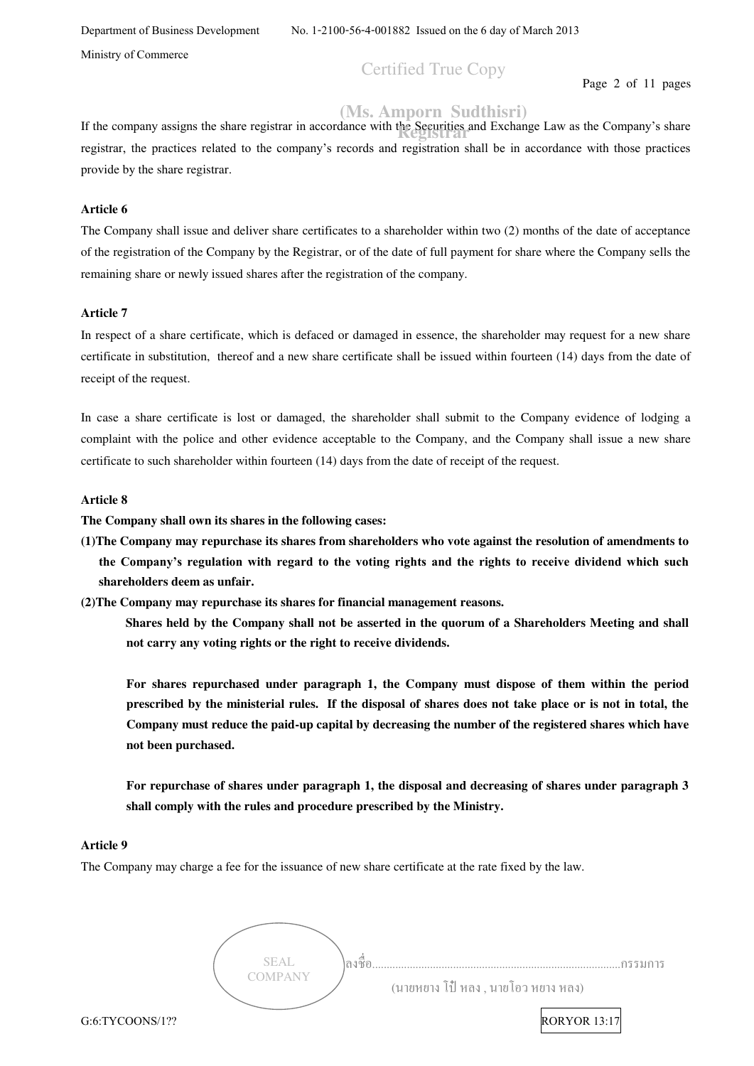If the company assigns the share registrar in accordance with the Securities and Exchange Law as the Company's share registrar, the practices related to the company's records and registration shall be in accordance with those practices provide by the share registrar.

**Article 6**

The Company shall issue and deliver share certificates to a shareholder within two (2) months of the date of acceptance of the registration of the Company by the Registrar, or of the date of full payment for share where the Company sells the remaining share or newly issued shares after the registration of the company.

**Article 7**

In respect of a share certificate, which is defaced or damaged in essence, the shareholder may request for a new share certificate in substitution, thereof and a new share certificate shall be issued within fourteen (14) days from the date of receipt of the request.

In case a share certificate is lost or damaged, the shareholder shall submit to the Company evidence of lodging a complaint with the police and other evidence acceptable to the Company, and the Company shall issue a new share certificate to such shareholder within fourteen (14) days from the date of receipt of the request.

**Article 8**

**The Company shall own its shares in the following cases:**

**(1)The Company may repurchase its shares from shareholders who vote against the resolution of amendments to the Company's regulation with regard to the voting rights and the rights to receive dividend which such shareholders deem as unfair.**

**(2)The Company may repurchase its shares for financial management reasons.**

**Shares held by the Company shall not be asserted in the quorum of a Shareholders Meeting and shall not carry any voting rights or the right to receive dividends.**

**For shares repurchased under paragraph 1, the Company must dispose of them within the period prescribed by the ministerial rules. If the disposal of shares does not take place or is not in total, the Company must reduce the paid-up capital by decreasing the number of the registered shares which have not been purchased.**

**For repurchase of shares under paragraph 1, the disposal and decreasing of shares under paragraph 3 shall comply with the rules and procedure prescribed by the Ministry.**

**Article 9**

The Company may charge a fee for the issuance of new share certificate at the rate fixed by the law.

SEAL COMPANY

ลงชื่อ.......................................................................................กรรมการ

(นายหยาง โป๋ หลง , นายโอว หยาง หลง)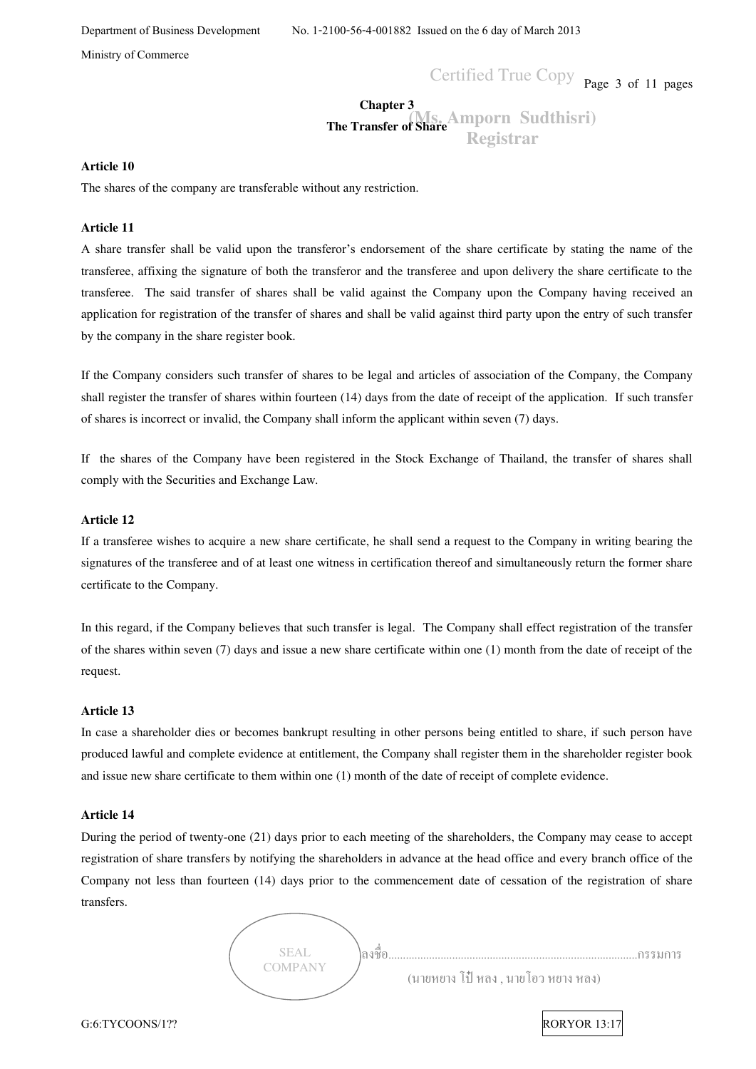Certified True Copy

(Ms. Amporn Sudthisri)
Registrar

## Chapter 3
## The Transfer of Share

**Article 10**

The shares of the company are transferable without any restriction.

**Article 11**

A share transfer shall be valid upon the transferor's endorsement of the share certificate by stating the name of the transferee, affixing the signature of both the transferor and the transferee and upon delivery the share certificate to the transferee. The said transfer of shares shall be valid against the Company upon the Company having received an application for registration of the transfer of shares and shall be valid against third party upon the entry of such transfer by the company in the share register book.

If the Company considers such transfer of shares to be legal and articles of association of the Company, the Company shall register the transfer of shares within fourteen (14) days from the date of receipt of the application. If such transfer of shares is incorrect or invalid, the Company shall inform the applicant within seven (7) days.

If the shares of the Company have been registered in the Stock Exchange of Thailand, the transfer of shares shall comply with the Securities and Exchange Law.

**Article 12**

If a transferee wishes to acquire a new share certificate, he shall send a request to the Company in writing bearing the signatures of the transferee and of at least one witness in certification thereof and simultaneously return the former share certificate to the Company.

In this regard, if the Company believes that such transfer is legal. The Company shall effect registration of the transfer of the shares within seven (7) days and issue a new share certificate within one (1) month from the date of receipt of the request.

**Article 13**

In case a shareholder dies or becomes bankrupt resulting in other persons being entitled to share, if such person have produced lawful and complete evidence at entitlement, the Company shall register them in the shareholder register book and issue new share certificate to them within one (1) month of the date of receipt of complete evidence.

**Article 14**

During the period of twenty-one (21) days prior to each meeting of the shareholders, the Company may cease to accept registration of share transfers by notifying the shareholders in advance at the head office and every branch office of the Company not less than fourteen (14) days prior to the commencement date of cessation of the registration of share transfers.

SEAL COMPANY

ลงชื่อ......................................................................................กรรมการ

(นายหยาง โป๋ หลง , นายโอว หยาง หลง)

G:6:TYCOONS/1??

RORYOR 13:17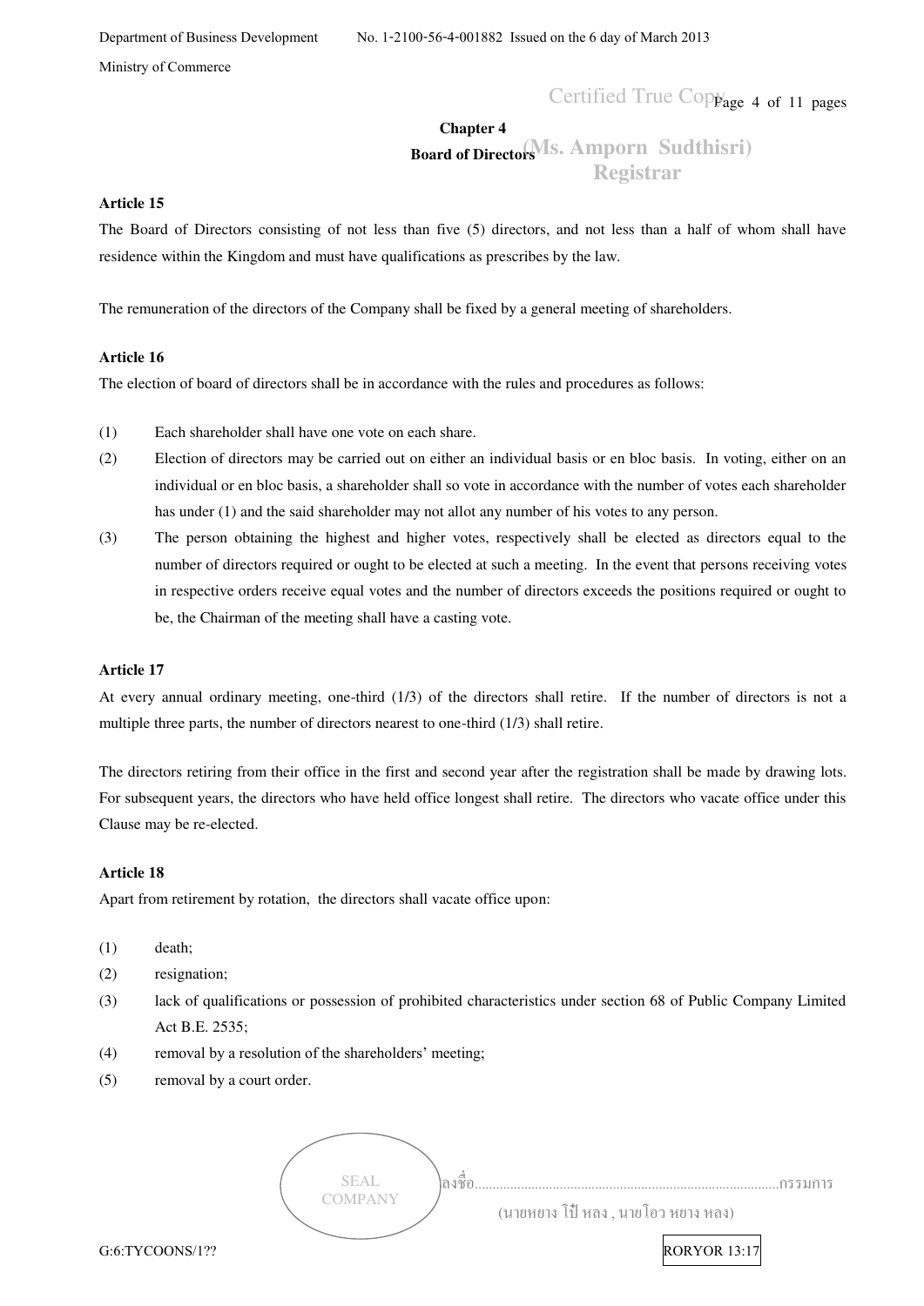## Chapter 4
## Board of Directors

**Article 15**

The Board of Directors consisting of not less than five (5) directors, and not less than a half of whom shall have residence within the Kingdom and must have qualifications as prescribes by the law.

The remuneration of the directors of the Company shall be fixed by a general meeting of shareholders.

**Article 16**

The election of board of directors shall be in accordance with the rules and procedures as follows:

(1) Each shareholder shall have one vote on each share.

(2) Election of directors may be carried out on either an individual basis or en bloc basis. In voting, either on an individual or en bloc basis, a shareholder shall so vote in accordance with the number of votes each shareholder has under (1) and the said shareholder may not allot any number of his votes to any person.

(3) The person obtaining the highest and higher votes, respectively shall be elected as directors equal to the number of directors required or ought to be elected at such a meeting. In the event that persons receiving votes in respective orders receive equal votes and the number of directors exceeds the positions required or ought to be, the Chairman of the meeting shall have a casting vote.

**Article 17**

At every annual ordinary meeting, one-third (1/3) of the directors shall retire. If the number of directors is not a multiple three parts, the number of directors nearest to one-third (1/3) shall retire.

The directors retiring from their office in the first and second year after the registration shall be made by drawing lots. For subsequent years, the directors who have held office longest shall retire. The directors who vacate office under this Clause may be re-elected.

**Article 18**

Apart from retirement by rotation, the directors shall vacate office upon:

(1) death;

(2) resignation;

(3) lack of qualifications or possession of prohibited characteristics under section 68 of Public Company Limited Act B.E. 2535;

(4) removal by a resolution of the shareholders' meeting;

(5) removal by a court order.

SEAL COMPANY

ลงชื่อ.....................................................................................กรรมการ

(นายหยาง โป๊ หลง , นายโอว หยาง หลง)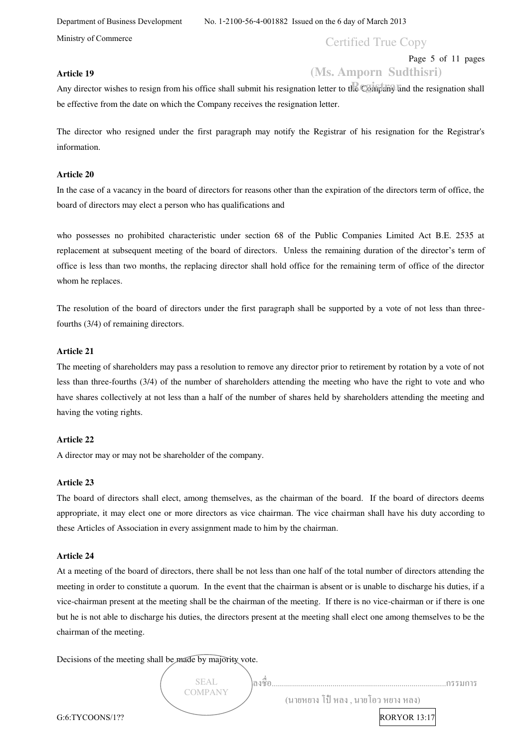### Article 19

Any director wishes to resign from his office shall submit his resignation letter to the Company and the resignation shall be effective from the date on which the Company receives the resignation letter.

The director who resigned under the first paragraph may notify the Registrar of his resignation for the Registrar's information.

### Article 20

In the case of a vacancy in the board of directors for reasons other than the expiration of the directors term of office, the board of directors may elect a person who has qualifications and

who possesses no prohibited characteristic under section 68 of the Public Companies Limited Act B.E. 2535 at replacement at subsequent meeting of the board of directors. Unless the remaining duration of the director's term of office is less than two months, the replacing director shall hold office for the remaining term of office of the director whom he replaces.

The resolution of the board of directors under the first paragraph shall be supported by a vote of not less than three-fourths (3/4) of remaining directors.

### Article 21

The meeting of shareholders may pass a resolution to remove any director prior to retirement by rotation by a vote of not less than three-fourths (3/4) of the number of shareholders attending the meeting who have the right to vote and who have shares collectively at not less than a half of the number of shares held by shareholders attending the meeting and having the voting rights.

### Article 22

A director may or may not be shareholder of the company.

### Article 23

The board of directors shall elect, among themselves, as the chairman of the board. If the board of directors deems appropriate, it may elect one or more directors as vice chairman. The vice chairman shall have his duty according to these Articles of Association in every assignment made to him by the chairman.

### Article 24

At a meeting of the board of directors, there shall be not less than one half of the total number of directors attending the meeting in order to constitute a quorum. In the event that the chairman is absent or is unable to discharge his duties, if a vice-chairman present at the meeting shall be the chairman of the meeting. If there is no vice-chairman or if there is one but he is not able to discharge his duties, the directors present at the meeting shall elect one among themselves to be the chairman of the meeting.

Decisions of the meeting shall be made by majority vote.

SEAL COMPANY

ลงชื่อ......................................................................................กรรมการ

(นายหยาง โป๋ หลง , นายโอว หยาง หลง)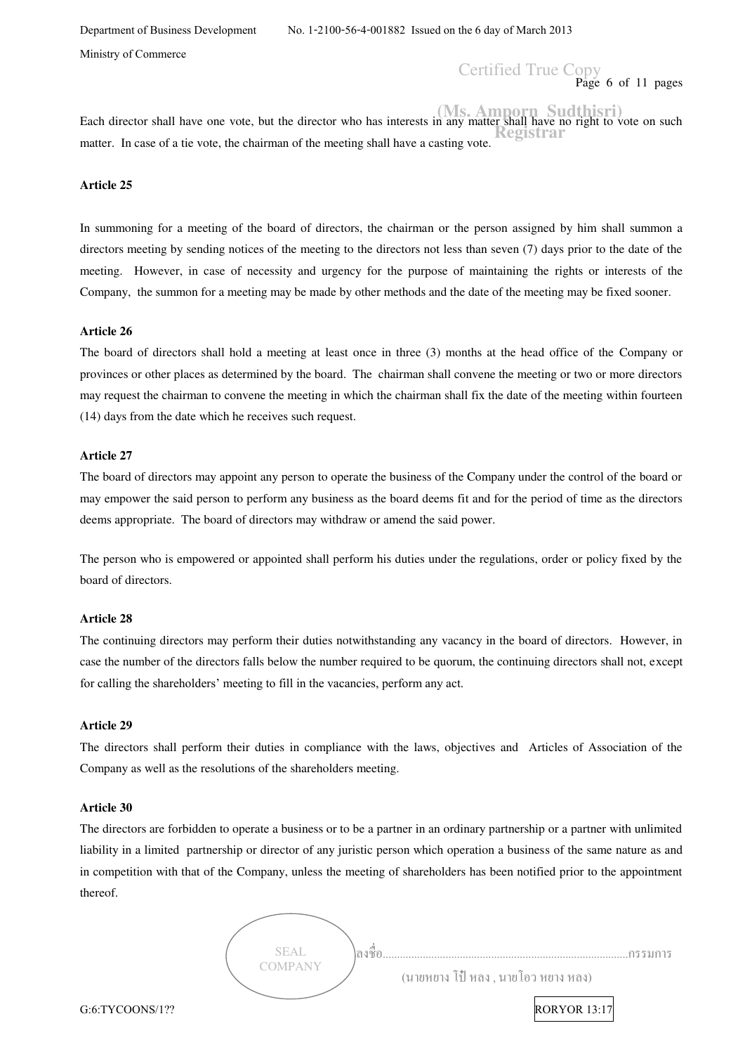Each director shall have one vote, but the director who has interests in any matter shall have no right to vote on such matter. In case of a tie vote, the chairman of the meeting shall have a casting vote.

**Article 25**

In summoning for a meeting of the board of directors, the chairman or the person assigned by him shall summon a directors meeting by sending notices of the meeting to the directors not less than seven (7) days prior to the date of the meeting. However, in case of necessity and urgency for the purpose of maintaining the rights or interests of the Company, the summon for a meeting may be made by other methods and the date of the meeting may be fixed sooner.

**Article 26**

The board of directors shall hold a meeting at least once in three (3) months at the head office of the Company or provinces or other places as determined by the board. The chairman shall convene the meeting or two or more directors may request the chairman to convene the meeting in which the chairman shall fix the date of the meeting within fourteen (14) days from the date which he receives such request.

**Article 27**

The board of directors may appoint any person to operate the business of the Company under the control of the board or may empower the said person to perform any business as the board deems fit and for the period of time as the directors deems appropriate. The board of directors may withdraw or amend the said power.

The person who is empowered or appointed shall perform his duties under the regulations, order or policy fixed by the board of directors.

**Article 28**

The continuing directors may perform their duties notwithstanding any vacancy in the board of directors. However, in case the number of the directors falls below the number required to be quorum, the continuing directors shall not, except for calling the shareholders' meeting to fill in the vacancies, perform any act.

**Article 29**

The directors shall perform their duties in compliance with the laws, objectives and Articles of Association of the Company as well as the resolutions of the shareholders meeting.

**Article 30**

The directors are forbidden to operate a business or to be a partner in an ordinary partnership or a partner with unlimited liability in a limited partnership or director of any juristic person which operation a business of the same nature as and in competition with that of the Company, unless the meeting of shareholders has been notified prior to the appointment thereof.

SEAL COMPANY

ลงชื่อ.......................................................................................กรรมการ

(นายหยาง โป๋ หลง , นายโอว หยาง หลง)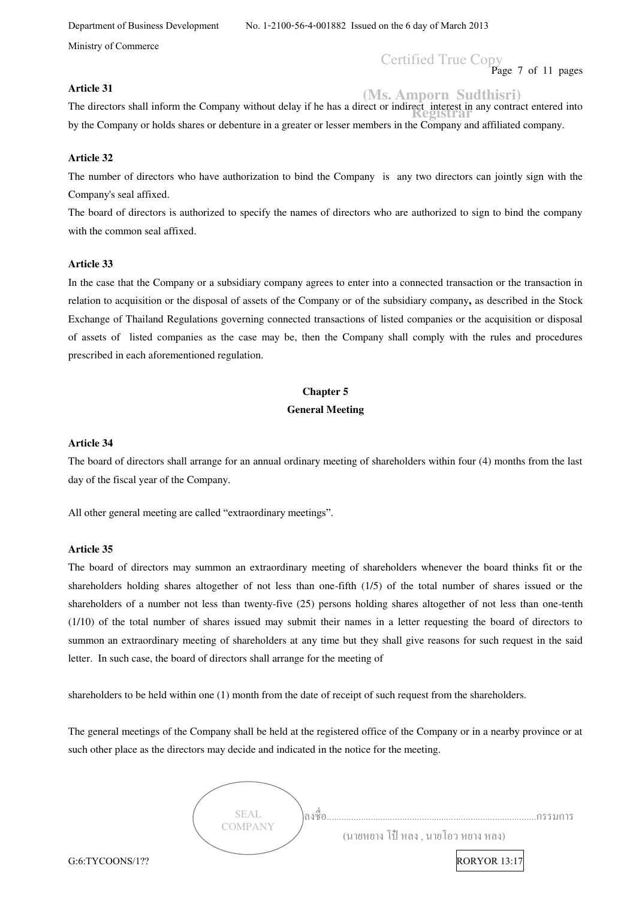**Article 31**

The directors shall inform the Company without delay if he has a direct or indirect interest in any contract entered into by the Company or holds shares or debenture in a greater or lesser members in the Company and affiliated company.

**Article 32**

The number of directors who have authorization to bind the Company is any two directors can jointly sign with the Company's seal affixed.

The board of directors is authorized to specify the names of directors who are authorized to sign to bind the company with the common seal affixed.

**Article 33**

In the case that the Company or a subsidiary company agrees to enter into a connected transaction or the transaction in relation to acquisition or the disposal of assets of the Company or of the subsidiary company**,** as described in the Stock Exchange of Thailand Regulations governing connected transactions of listed companies or the acquisition or disposal of assets of listed companies as the case may be, then the Company shall comply with the rules and procedures prescribed in each aforementioned regulation.

## Chapter 5
## General Meeting

**Article 34**

The board of directors shall arrange for an annual ordinary meeting of shareholders within four (4) months from the last day of the fiscal year of the Company.

All other general meeting are called "extraordinary meetings".

**Article 35**

The board of directors may summon an extraordinary meeting of shareholders whenever the board thinks fit or the shareholders holding shares altogether of not less than one-fifth (1/5) of the total number of shares issued or the shareholders of a number not less than twenty-five (25) persons holding shares altogether of not less than one-tenth (1/10) of the total number of shares issued may submit their names in a letter requesting the board of directors to summon an extraordinary meeting of shareholders at any time but they shall give reasons for such request in the said letter. In such case, the board of directors shall arrange for the meeting of shareholders to be held within one (1) month from the date of receipt of such request from the shareholders.

The general meetings of the Company shall be held at the registered office of the Company or in a nearby province or at such other place as the directors may decide and indicated in the notice for the meeting.

SEAL COMPANY

ลงชื่อ..........................................................................................กรรมการ

(นายหยาง โป๊ หลง , นายโอว หยาง หลง)

G:6:TYCOONS/1??

RORYOR 13:17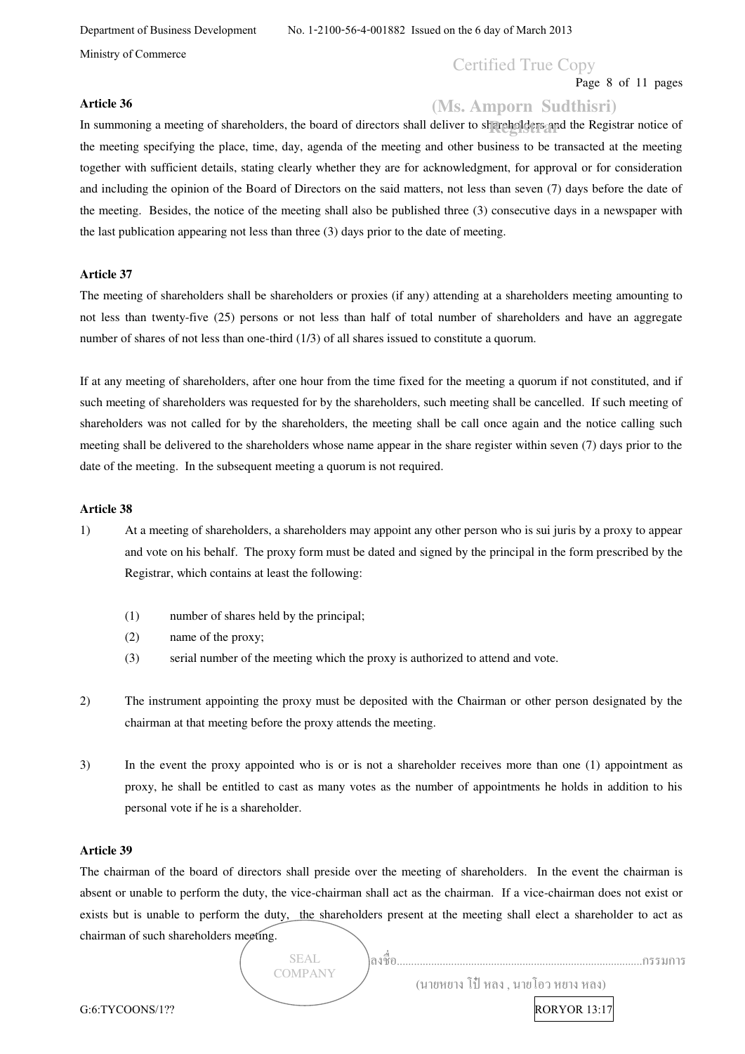Certified True Copy

(Ms. Amporn Sudthisri)
Registrar

**Article 36**

In summoning a meeting of shareholders, the board of directors shall deliver to shareholders and the Registrar notice of the meeting specifying the place, time, day, agenda of the meeting and other business to be transacted at the meeting together with sufficient details, stating clearly whether they are for acknowledgment, for approval or for consideration and including the opinion of the Board of Directors on the said matters, not less than seven (7) days before the date of the meeting. Besides, the notice of the meeting shall also be published three (3) consecutive days in a newspaper with the last publication appearing not less than three (3) days prior to the date of meeting.

**Article 37**

The meeting of shareholders shall be shareholders or proxies (if any) attending at a shareholders meeting amounting to not less than twenty-five (25) persons or not less than half of total number of shareholders and have an aggregate number of shares of not less than one-third (1/3) of all shares issued to constitute a quorum.

If at any meeting of shareholders, after one hour from the time fixed for the meeting a quorum if not constituted, and if such meeting of shareholders was requested for by the shareholders, such meeting shall be cancelled. If such meeting of shareholders was not called for by the shareholders, the meeting shall be call once again and the notice calling such meeting shall be delivered to the shareholders whose name appear in the share register within seven (7) days prior to the date of the meeting. In the subsequent meeting a quorum is not required.

**Article 38**

1) At a meeting of shareholders, a shareholders may appoint any other person who is sui juris by a proxy to appear and vote on his behalf. The proxy form must be dated and signed by the principal in the form prescribed by the Registrar, which contains at least the following:

   (1) number of shares held by the principal;
   (2) name of the proxy;
   (3) serial number of the meeting which the proxy is authorized to attend and vote.

2) The instrument appointing the proxy must be deposited with the Chairman or other person designated by the chairman at that meeting before the proxy attends the meeting.

3) In the event the proxy appointed who is or is not a shareholder receives more than one (1) appointment as proxy, he shall be entitled to cast as many votes as the number of appointments he holds in addition to his personal vote if he is a shareholder.

**Article 39**

The chairman of the board of directors shall preside over the meeting of shareholders. In the event the chairman is absent or unable to perform the duty, the vice-chairman shall act as the chairman. If a vice-chairman does not exist or exists but is unable to perform the duty, the shareholders present at the meeting shall elect a shareholder to act as chairman of such shareholders meeting.

SEAL COMPANY

ลงชื่อ.......................................................................................กรรมการ

(นายหยาง โป๋ หลง , นายโอว หยาง หลง)

G:6:TYCOONS/1??

RORYOR 13:17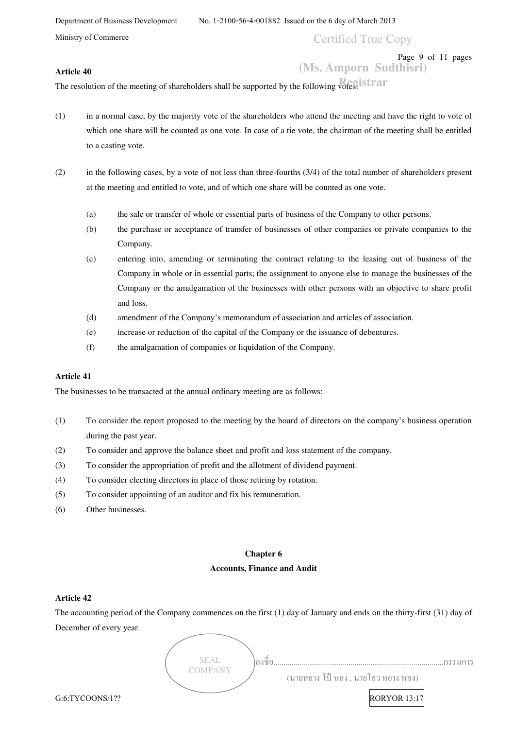**Article 40**

The resolution of the meeting of shareholders shall be supported by the following votes:

(1) in a normal case, by the majority vote of the shareholders who attend the meeting and have the right to vote of which one share will be counted as one vote. In case of a tie vote, the chairman of the meeting shall be entitled to a casting vote.

(2) in the following cases, by a vote of not less than three-fourths (3/4) of the total number of shareholders present at the meeting and entitled to vote, and of which one share will be counted as one vote.

 (a) the sale or transfer of whole or essential parts of business of the Company to other persons.

 (b) the purchase or acceptance of transfer of businesses of other companies or private companies to the Company.

 (c) entering into, amending or terminating the contract relating to the leasing out of business of the Company in whole or in essential parts; the assignment to anyone else to manage the businesses of the Company or the amalgamation of the businesses with other persons with an objective to share profit and loss.

 (d) amendment of the Company's memorandum of association and articles of association.

 (e) increase or reduction of the capital of the Company or the issuance of debentures.

 (f) the amalgamation of companies or liquidation of the Company.

**Article 41**

The businesses to be transacted at the annual ordinary meeting are as follows:

(1) To consider the report proposed to the meeting by the board of directors on the company's business operation during the past year.

(2) To consider and approve the balance sheet and profit and loss statement of the company.

(3) To consider the appropriation of profit and the allotment of dividend payment.

(4) To consider electing directors in place of those retiring by rotation.

(5) To consider appointing of an auditor and fix his remuneration.

(6) Other businesses.

## Chapter 6
## Accounts, Finance and Audit

**Article 42**

The accounting period of the Company commences on the first (1) day of January and ends on the thirty-first (31) day of December of every year.

SEAL COMPANY

ลงชื่อ.......................................................................................กรรมการ

(นายหยาง โป๊ หลง , นายโอว หยาง หลง)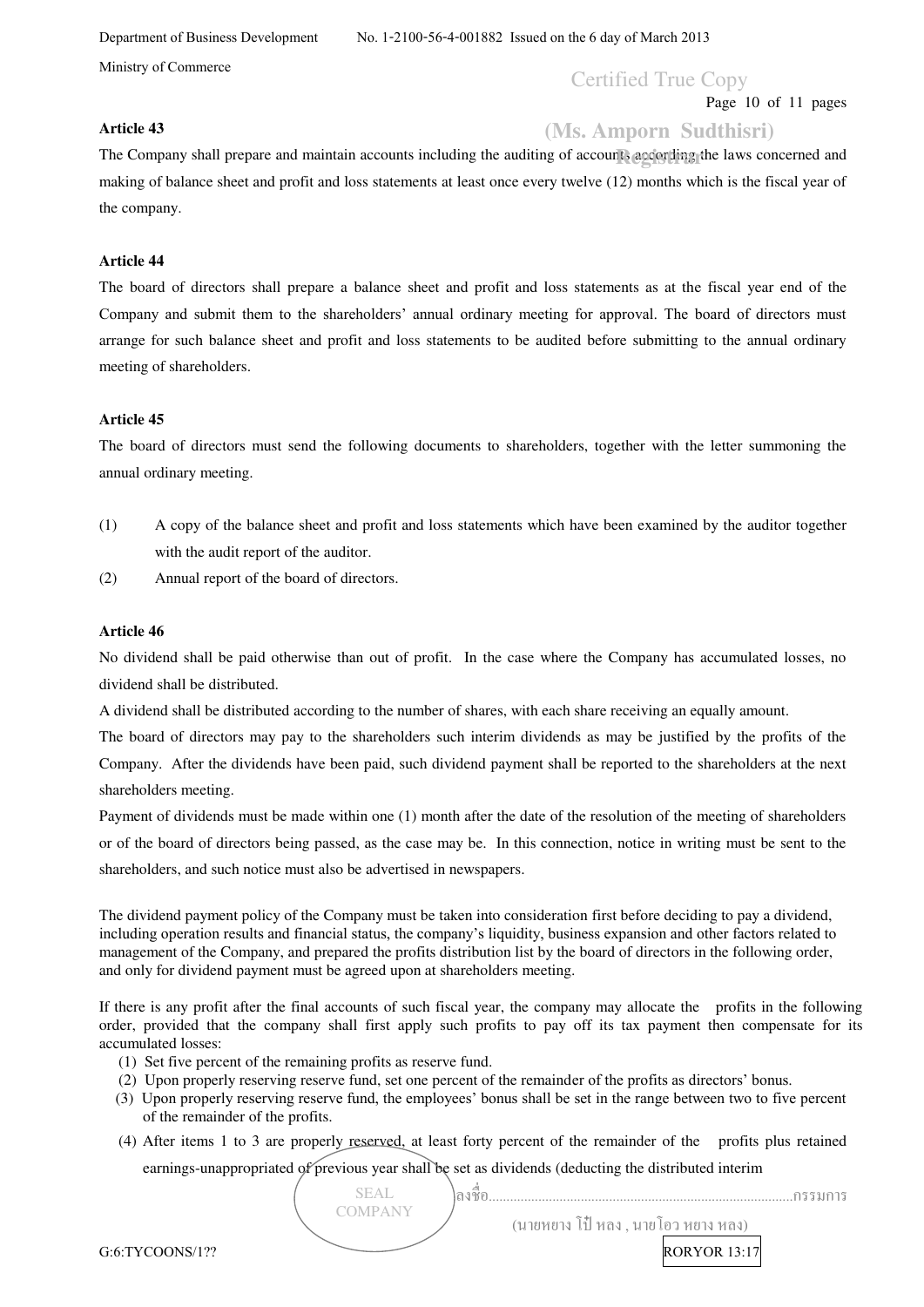### Article 43

The Company shall prepare and maintain accounts including the auditing of accounts according the laws concerned and making of balance sheet and profit and loss statements at least once every twelve (12) months which is the fiscal year of the company.

### Article 44

The board of directors shall prepare a balance sheet and profit and loss statements as at the fiscal year end of the Company and submit them to the shareholders' annual ordinary meeting for approval. The board of directors must arrange for such balance sheet and profit and loss statements to be audited before submitting to the annual ordinary meeting of shareholders.

### Article 45

The board of directors must send the following documents to shareholders, together with the letter summoning the annual ordinary meeting.

(1) A copy of the balance sheet and profit and loss statements which have been examined by the auditor together with the audit report of the auditor.

(2) Annual report of the board of directors.

### Article 46

No dividend shall be paid otherwise than out of profit. In the case where the Company has accumulated losses, no dividend shall be distributed.

A dividend shall be distributed according to the number of shares, with each share receiving an equally amount.

The board of directors may pay to the shareholders such interim dividends as may be justified by the profits of the Company. After the dividends have been paid, such dividend payment shall be reported to the shareholders at the next shareholders meeting.

Payment of dividends must be made within one (1) month after the date of the resolution of the meeting of shareholders or of the board of directors being passed, as the case may be. In this connection, notice in writing must be sent to the shareholders, and such notice must also be advertised in newspapers.

The dividend payment policy of the Company must be taken into consideration first before deciding to pay a dividend, including operation results and financial status, the company's liquidity, business expansion and other factors related to management of the Company, and prepared the profits distribution list by the board of directors in the following order, and only for dividend payment must be agreed upon at shareholders meeting.

If there is any profit after the final accounts of such fiscal year, the company may allocate the profits in the following order, provided that the company shall first apply such profits to pay off its tax payment then compensate for its accumulated losses:

(1) Set five percent of the remaining profits as reserve fund.

(2) Upon properly reserving reserve fund, set one percent of the remainder of the profits as directors' bonus.

(3) Upon properly reserving reserve fund, the employees' bonus shall be set in the range between two to five percent of the remainder of the profits.

(4) After items 1 to 3 are properly reserved, at least forty percent of the remainder of the profits plus retained earnings-unappropriated of previous year shall be set as dividends (deducting the distributed interim

SEAL COMPANY

ลงชื่อ.......................................................................................กรรมการ

(นายหยาง โป๊ หลง , นายโอว หยาง หลง)

G:6:TYCOONS/1??

RORYOR 13:17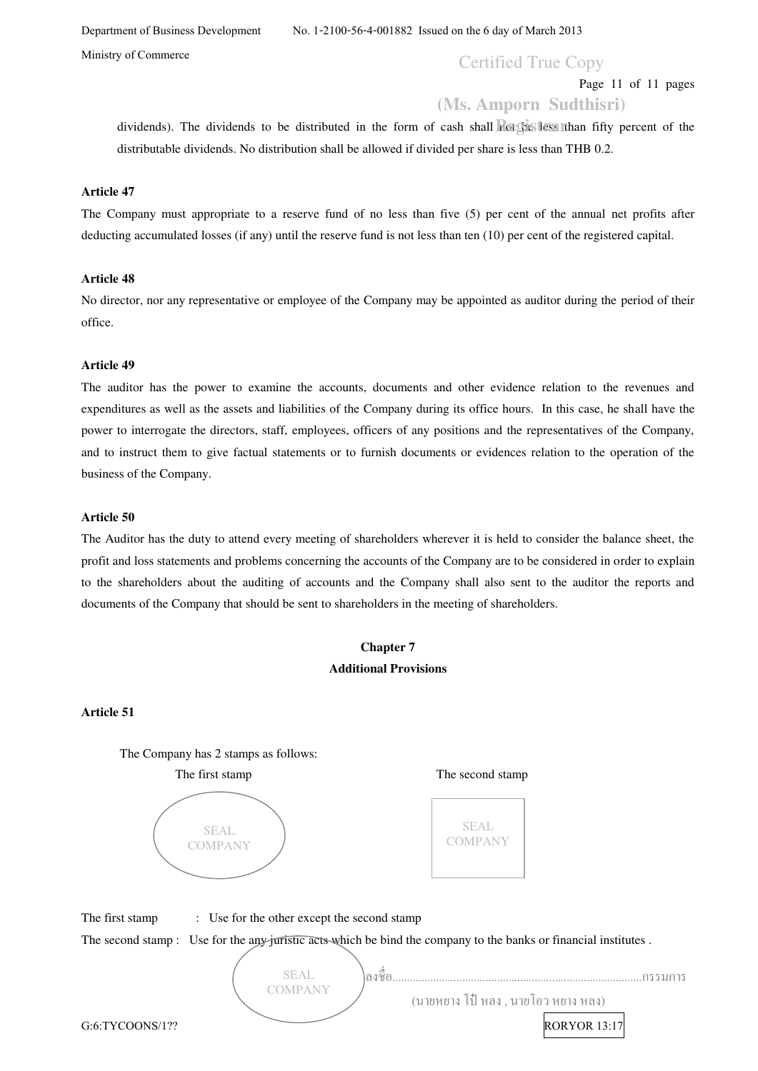Certified True Copy

(Ms. Amporn Sudthisri)

Registrar

dividends). The dividends to be distributed in the form of cash shall not be less than fifty percent of the distributable dividends. No distribution shall be allowed if divided per share is less than THB 0.2.

**Article 47**

The Company must appropriate to a reserve fund of no less than five (5) per cent of the annual net profits after deducting accumulated losses (if any) until the reserve fund is not less than ten (10) per cent of the registered capital.

**Article 48**

No director, nor any representative or employee of the Company may be appointed as auditor during the period of their office.

**Article 49**

The auditor has the power to examine the accounts, documents and other evidence relation to the revenues and expenditures as well as the assets and liabilities of the Company during its office hours. In this case, he shall have the power to interrogate the directors, staff, employees, officers of any positions and the representatives of the Company, and to instruct them to give factual statements or to furnish documents or evidences relation to the operation of the business of the Company.

**Article 50**

The Auditor has the duty to attend every meeting of shareholders wherever it is held to consider the balance sheet, the profit and loss statements and problems concerning the accounts of the Company are to be considered in order to explain to the shareholders about the auditing of accounts and the Company shall also sent to the auditor the reports and documents of the Company that should be sent to shareholders in the meeting of shareholders.

## Chapter 7
## Additional Provisions

**Article 51**

The Company has 2 stamps as follows:

The first stamp

SEAL COMPANY

The second stamp

SEAL COMPANY

The first stamp : Use for the other except the second stamp

The second stamp : Use for the any juristic acts which be bind the company to the banks or financial institutes .

SEAL COMPANY

ลงชื่อ.......................................................................................กรรมการ

(นายหยาง โป๋ หลง , นายโอว หยาง หลง)

G:6:TYCOONS/1??

RORYOR 13:17